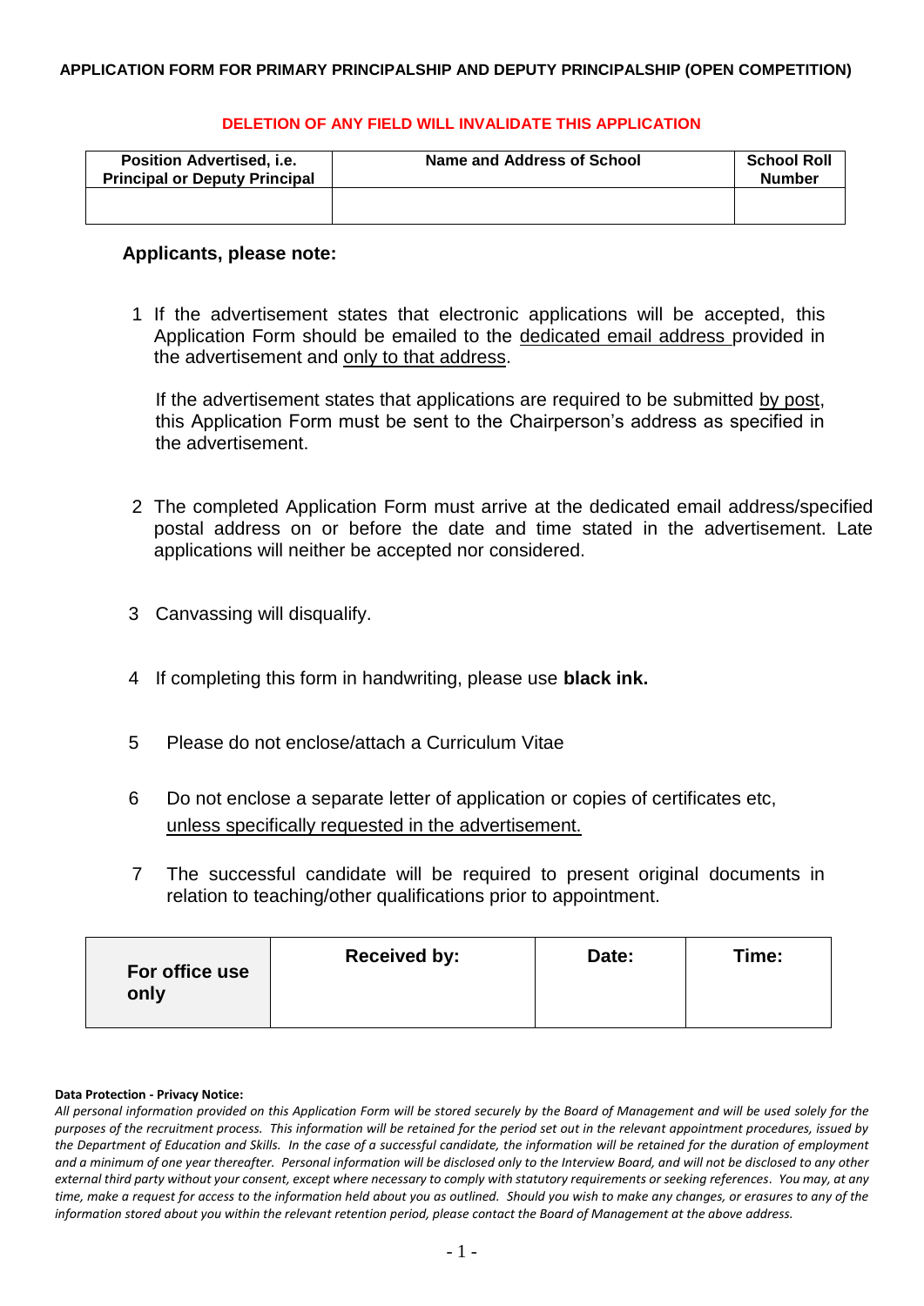**APPLICATION FORM FOR PRIMARY PRINCIPALSHIP AND DEPUTY PRINCIPALSHIP (OPEN COMPETITION)**

**DELETION OF ANY FIELD WILL INVALIDATE THIS APPLICATION**

| Position Advertised, i.e. Principal or Deputy Principal | Name and Address of School | School Roll Number |
|---|---|---|
| | | |

**Applicants, please note:**

1. If the advertisement states that electronic applications will be accepted, this Application Form should be emailed to the dedicated email address provided in the advertisement and only to that address.

   If the advertisement states that applications are required to be submitted by post, this Application Form must be sent to the Chairperson's address as specified in the advertisement.

2. The completed Application Form must arrive at the dedicated email address/specified postal address on or before the date and time stated in the advertisement. Late applications will neither be accepted nor considered.

3. Canvassing will disqualify.

4. If completing this form in handwriting, please use **black ink.**

5. Please do not enclose/attach a Curriculum Vitae

6. Do not enclose a separate letter of application or copies of certificates etc, unless specifically requested in the advertisement.

7. The successful candidate will be required to present original documents in relation to teaching/other qualifications prior to appointment.

| **For office use only** | **Received by:** | **Date:** | **Time:** |
|---|---|---|---|
| | | | |

**Data Protection - Privacy Notice:**

*All personal information provided on this Application Form will be stored securely by the Board of Management and will be used solely for the purposes of the recruitment process. This information will be retained for the period set out in the relevant appointment procedures, issued by the Department of Education and Skills. In the case of a successful candidate, the information will be retained for the duration of employment and a minimum of one year thereafter. Personal information will be disclosed only to the Interview Board, and will not be disclosed to any other external third party without your consent, except where necessary to comply with statutory requirements or seeking references. You may, at any time, make a request for access to the information held about you as outlined. Should you wish to make any changes, or erasures to any of the information stored about you within the relevant retention period, please contact the Board of Management at the above address.*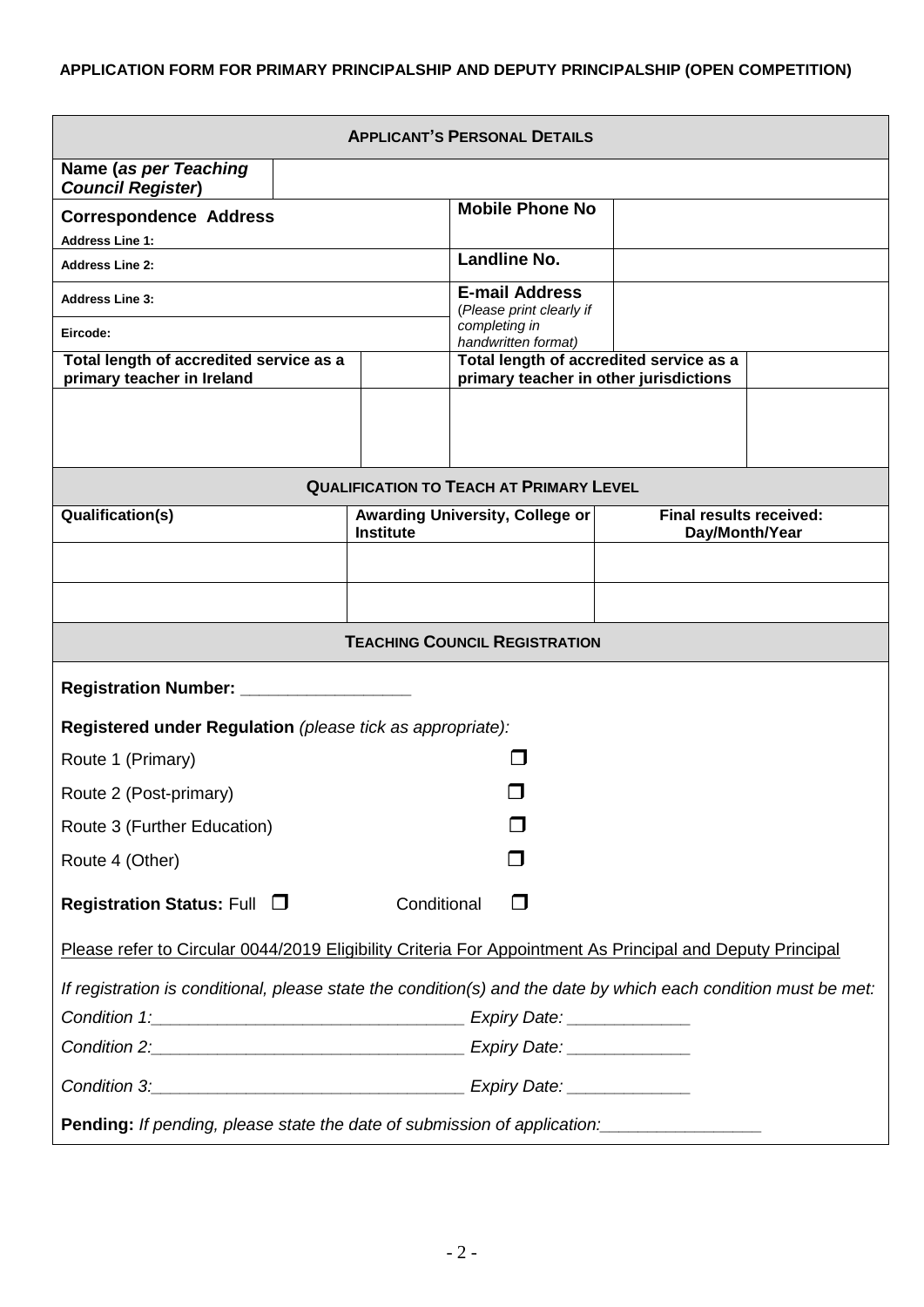**APPLICATION FORM FOR PRIMARY PRINCIPALSHIP AND DEPUTY PRINCIPALSHIP (OPEN COMPETITION)**

| **APPLICANT'S PERSONAL DETAILS** | | | |
|---|---|---|---|
| **Name (*as per Teaching Council Register*)** | | | |
| **Correspondence Address**<br>**Address Line 1:** | | **Mobile Phone No** | |
| **Address Line 2:** | | **Landline No.** | |
| **Address Line 3:** | | **E-mail Address** (*Please print clearly if completing in handwritten format*) | |
| **Eircode:** | | | |
| **Total length of accredited service as a primary teacher in Ireland** | | **Total length of accredited service as a primary teacher in other jurisdictions** | |
| | | | |

| **QUALIFICATION TO TEACH AT PRIMARY LEVEL** | | |
|---|---|---|
| **Qualification(s)** | **Awarding University, College or Institute** | **Final results received: Day/Month/Year** |
| | | |
| | | |

**TEACHING COUNCIL REGISTRATION**

**Registration Number:** __________________

**Registered under Regulation** *(please tick as appropriate):*

Route 1 (Primary) ☐

Route 2 (Post-primary) ☐

Route 3 (Further Education) ☐

Route 4 (Other) ☐

**Registration Status:** Full ☐ Conditional ☐

Please refer to Circular 0044/2019 Eligibility Criteria For Appointment As Principal and Deputy Principal

*If registration is conditional, please state the condition(s) and the date by which each condition must be met:*

*Condition 1:__________________________________ Expiry Date: _____________*

*Condition 2:__________________________________ Expiry Date: _____________*

*Condition 3:__________________________________ Expiry Date: _____________*

**Pending:** *If pending, please state the date of submission of application:_________________*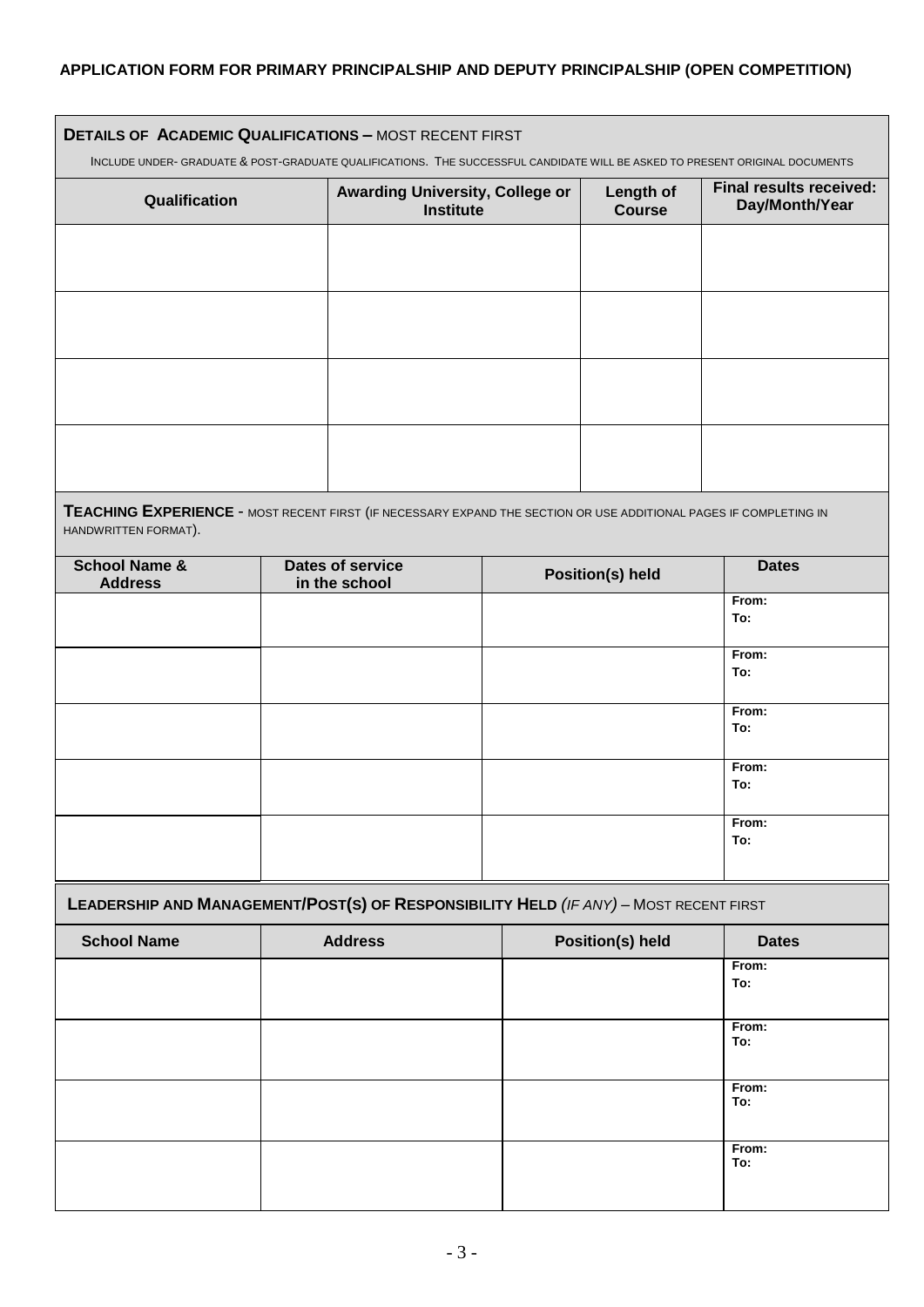**APPLICATION FORM FOR PRIMARY PRINCIPALSHIP AND DEPUTY PRINCIPALSHIP (OPEN COMPETITION)**

**DETAILS OF ACADEMIC QUALIFICATIONS –** MOST RECENT FIRST

INCLUDE UNDER- GRADUATE & POST-GRADUATE QUALIFICATIONS. THE SUCCESSFUL CANDIDATE WILL BE ASKED TO PRESENT ORIGINAL DOCUMENTS

| Qualification | Awarding University, College or Institute | Length of Course | Final results received: Day/Month/Year |
|---|---|---|---|
| | | | |
| | | | |
| | | | |
| | | | |

**TEACHING EXPERIENCE** - MOST RECENT FIRST (IF NECESSARY EXPAND THE SECTION OR USE ADDITIONAL PAGES IF COMPLETING IN HANDWRITTEN FORMAT).

| School Name & Address | Dates of service in the school | Position(s) held | Dates |
|---|---|---|---|
| | | | **From:** **To:** |
| | | | **From:** **To:** |
| | | | **From:** **To:** |
| | | | **From:** **To:** |
| | | | **From:** **To:** |

**LEADERSHIP AND MANAGEMENT/POST(S) OF RESPONSIBILITY HELD** *(IF ANY)* – MOST RECENT FIRST

| School Name | Address | Position(s) held | Dates |
|---|---|---|---|
| | | | **From:** **To:** |
| | | | **From:** **To:** |
| | | | **From:** **To:** |
| | | | **From:** **To:** |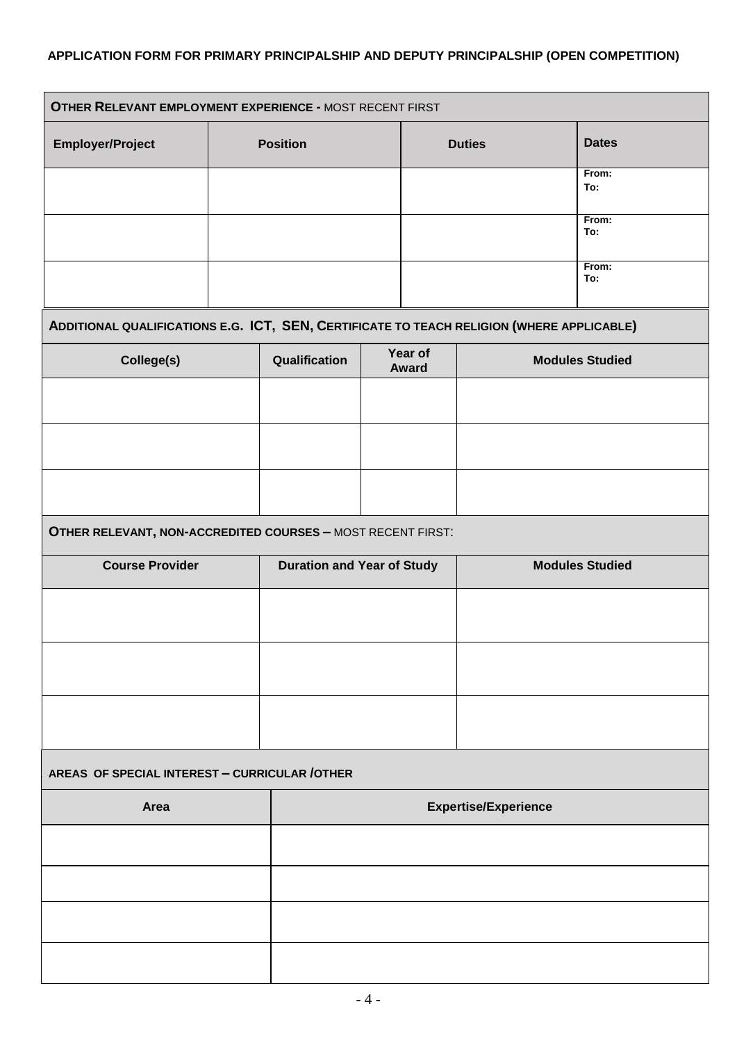**APPLICATION FORM FOR PRIMARY PRINCIPALSHIP AND DEPUTY PRINCIPALSHIP (OPEN COMPETITION)**

| **OTHER RELEVANT EMPLOYMENT EXPERIENCE -** MOST RECENT FIRST | | | |
|---|---|---|---|
| **Employer/Project** | **Position** | **Duties** | **Dates** |
| | | | **From:** **To:** |
| | | | **From:** **To:** |
| | | | **From:** **To:** |

| **ADDITIONAL QUALIFICATIONS E.G. ICT, SEN, CERTIFICATE TO TEACH RELIGION (WHERE APPLICABLE)** | | | |
|---|---|---|---|
| **College(s)** | **Qualification** | **Year of Award** | **Modules Studied** |
| | | | |
| | | | |
| | | | |

| **OTHER RELEVANT, NON-ACCREDITED COURSES –** MOST RECENT FIRST: | | |
|---|---|---|
| **Course Provider** | **Duration and Year of Study** | **Modules Studied** |
| | | |
| | | |
| | | |

| **AREAS OF SPECIAL INTEREST – CURRICULAR /OTHER** | |
|---|---|
| **Area** | **Expertise/Experience** |
| | |
| | |
| | |
| | |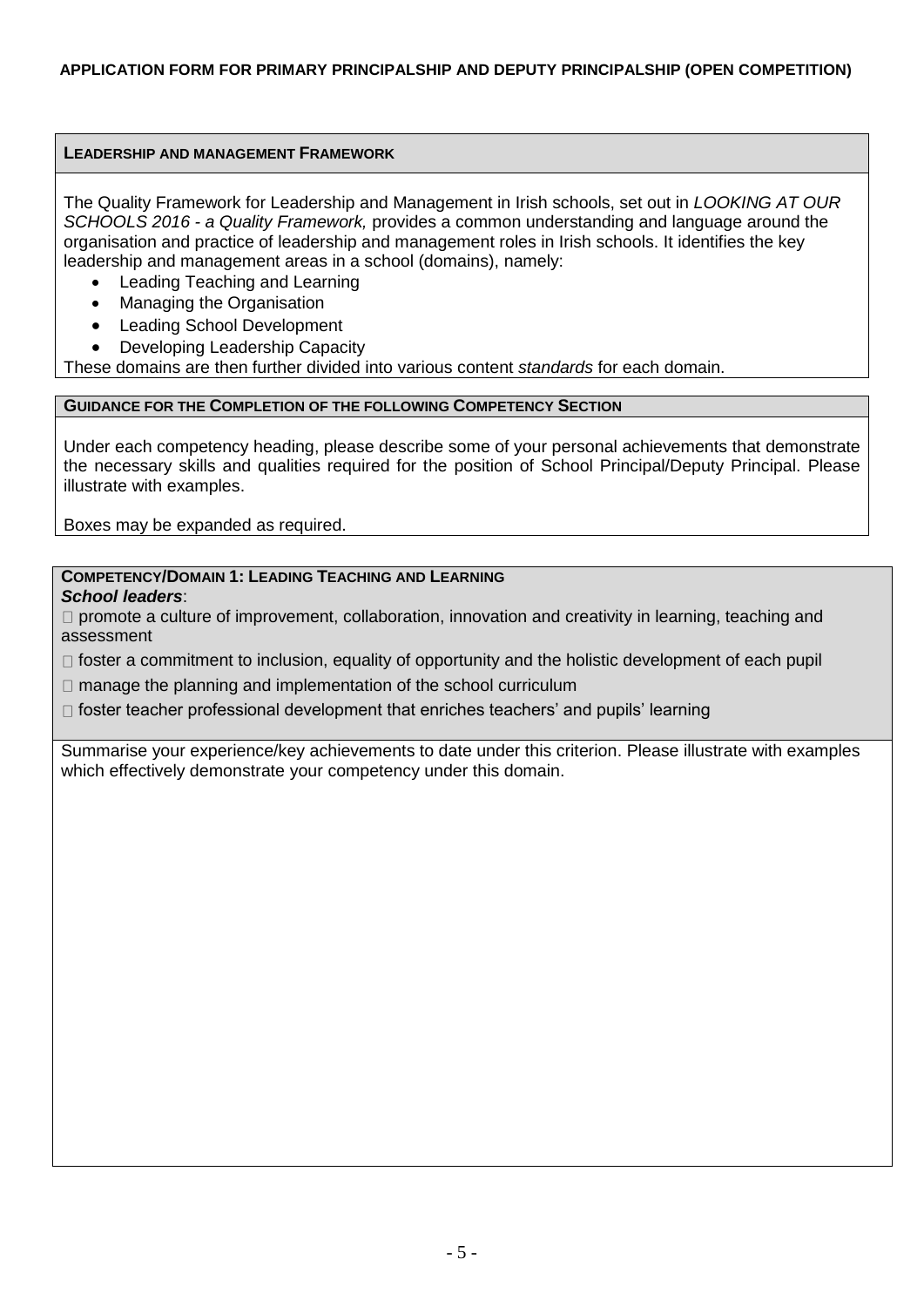**APPLICATION FORM FOR PRIMARY PRINCIPALSHIP AND DEPUTY PRINCIPALSHIP (OPEN COMPETITION)**

## LEADERSHIP AND MANAGEMENT FRAMEWORK

The Quality Framework for Leadership and Management in Irish schools, set out in *LOOKING AT OUR SCHOOLS 2016 - a Quality Framework,* provides a common understanding and language around the organisation and practice of leadership and management roles in Irish schools. It identifies the key leadership and management areas in a school (domains), namely:

- Leading Teaching and Learning
- Managing the Organisation
- Leading School Development
- Developing Leadership Capacity

These domains are then further divided into various content *standards* for each domain.

## GUIDANCE FOR THE COMPLETION OF THE FOLLOWING COMPETENCY SECTION

Under each competency heading, please describe some of your personal achievements that demonstrate the necessary skills and qualities required for the position of School Principal/Deputy Principal. Please illustrate with examples.

Boxes may be expanded as required.

## COMPETENCY/DOMAIN 1: LEADING TEACHING AND LEARNING

***School leaders***:

- promote a culture of improvement, collaboration, innovation and creativity in learning, teaching and assessment
- foster a commitment to inclusion, equality of opportunity and the holistic development of each pupil
- manage the planning and implementation of the school curriculum
- foster teacher professional development that enriches teachers' and pupils' learning

Summarise your experience/key achievements to date under this criterion. Please illustrate with examples which effectively demonstrate your competency under this domain.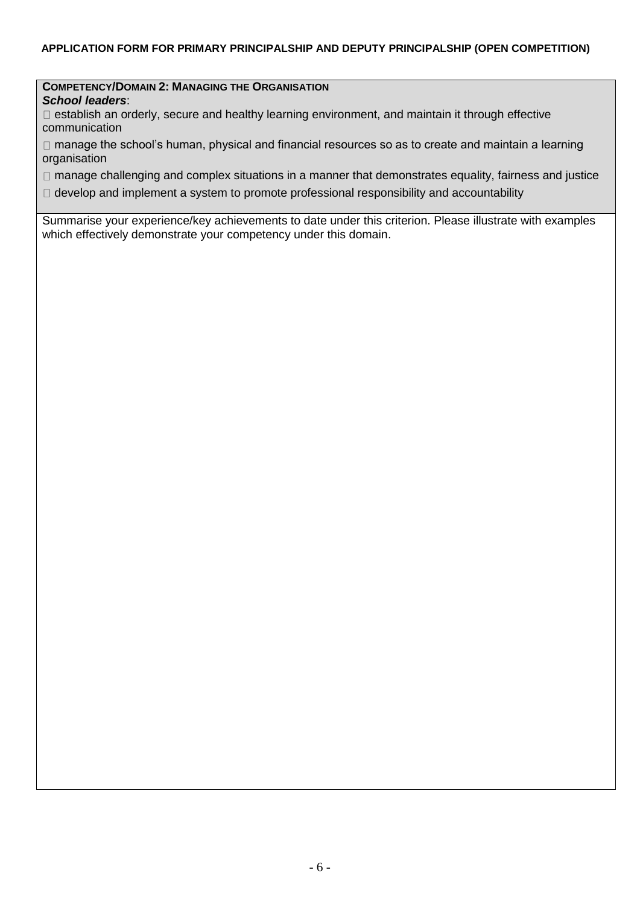**APPLICATION FORM FOR PRIMARY PRINCIPALSHIP AND DEPUTY PRINCIPALSHIP (OPEN COMPETITION)**

**COMPETENCY/DOMAIN 2: MANAGING THE ORGANISATION**

***School leaders***:

- establish an orderly, secure and healthy learning environment, and maintain it through effective communication
- manage the school's human, physical and financial resources so as to create and maintain a learning organisation
- manage challenging and complex situations in a manner that demonstrates equality, fairness and justice
- develop and implement a system to promote professional responsibility and accountability

Summarise your experience/key achievements to date under this criterion. Please illustrate with examples which effectively demonstrate your competency under this domain.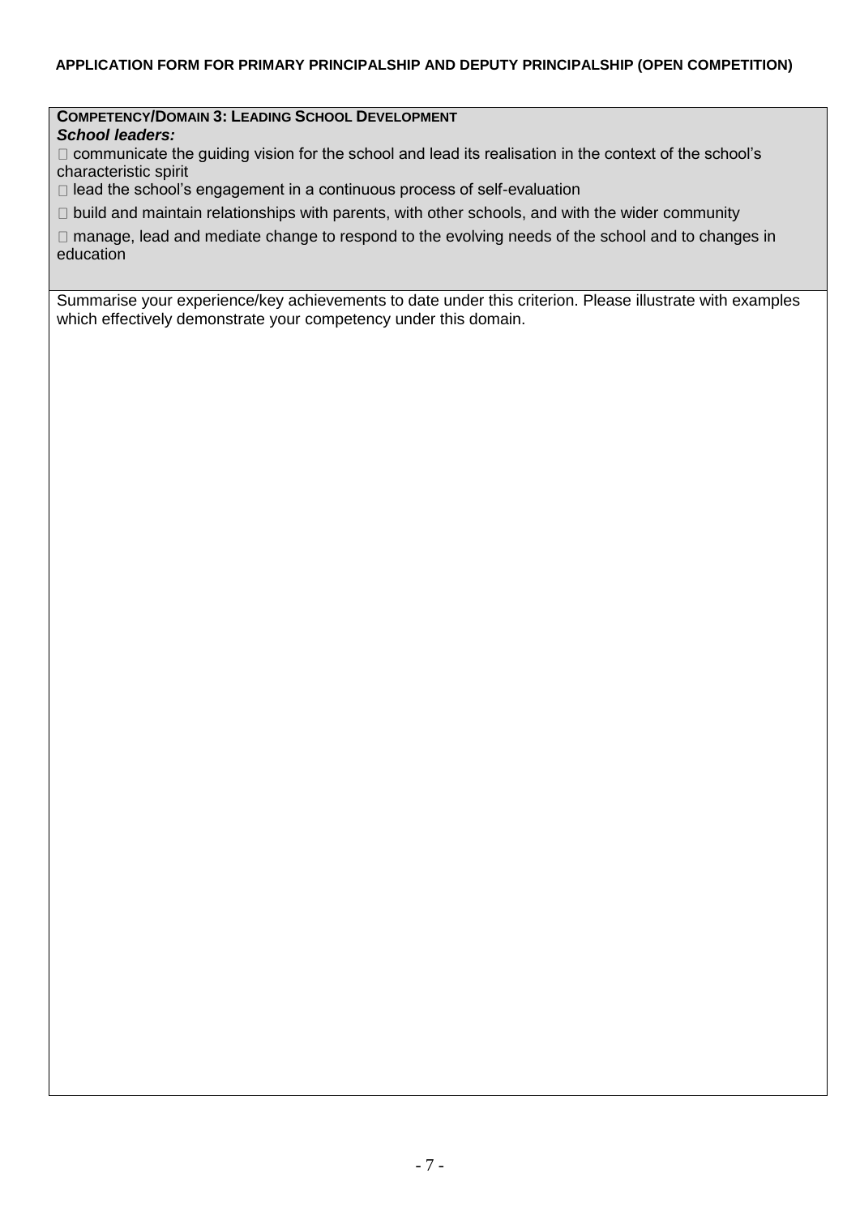**COMPETENCY/DOMAIN 3: LEADING SCHOOL DEVELOPMENT**

***School leaders:***

- communicate the guiding vision for the school and lead its realisation in the context of the school's characteristic spirit
- lead the school's engagement in a continuous process of self-evaluation
- build and maintain relationships with parents, with other schools, and with the wider community
- manage, lead and mediate change to respond to the evolving needs of the school and to changes in education

Summarise your experience/key achievements to date under this criterion. Please illustrate with examples which effectively demonstrate your competency under this domain.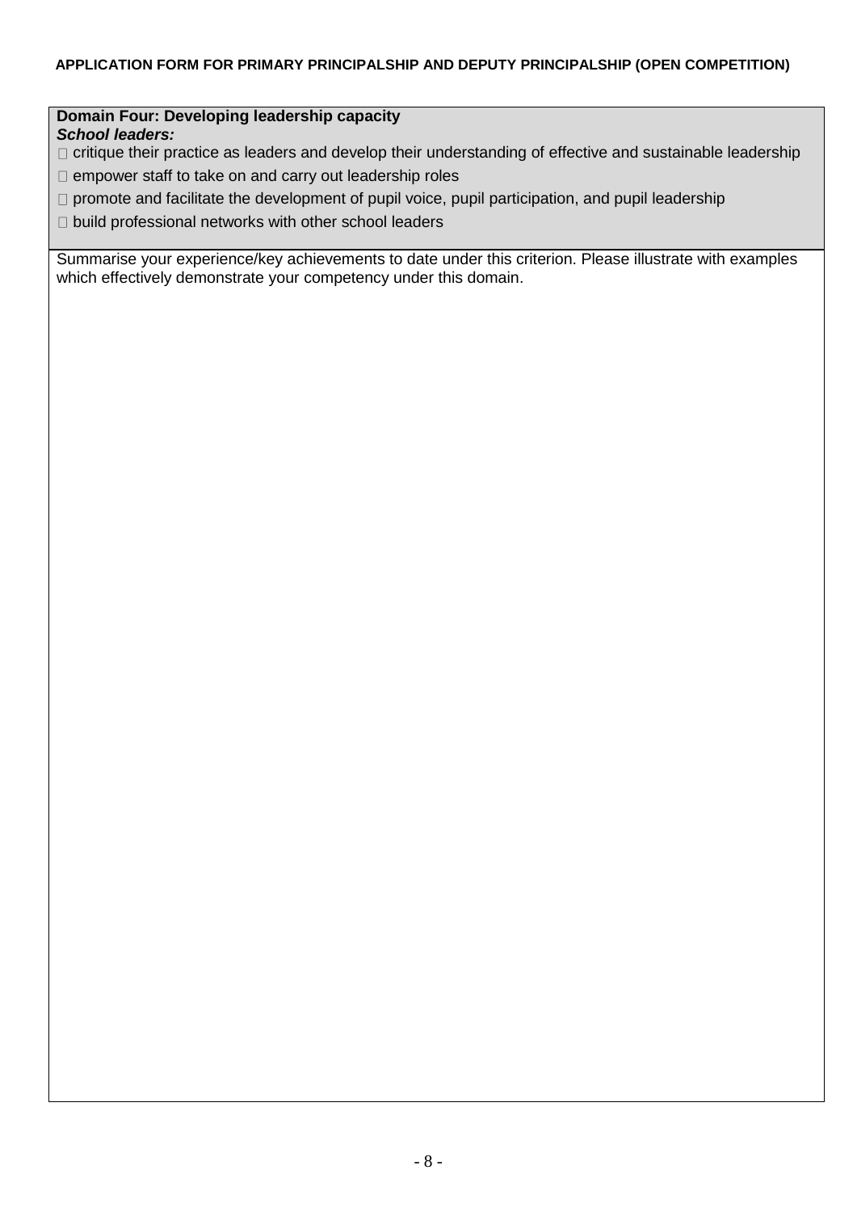**Domain Four: Developing leadership capacity**

***School leaders:***

- critique their practice as leaders and develop their understanding of effective and sustainable leadership
- empower staff to take on and carry out leadership roles
- promote and facilitate the development of pupil voice, pupil participation, and pupil leadership
- build professional networks with other school leaders

Summarise your experience/key achievements to date under this criterion. Please illustrate with examples which effectively demonstrate your competency under this domain.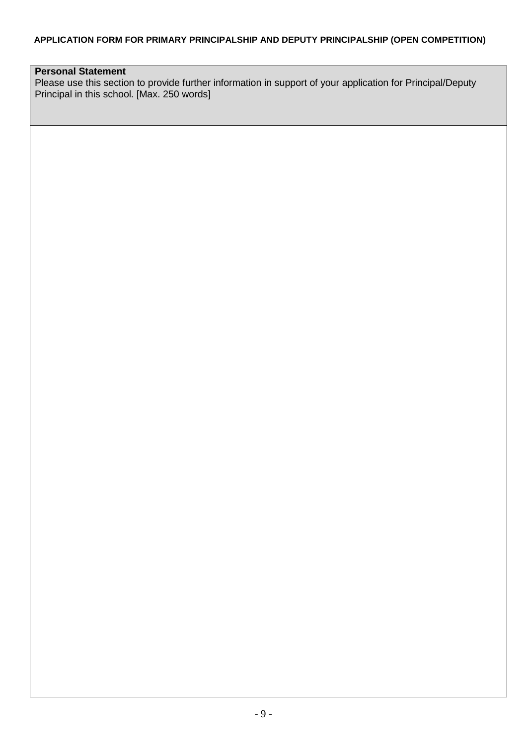**APPLICATION FORM FOR PRIMARY PRINCIPALSHIP AND DEPUTY PRINCIPALSHIP (OPEN COMPETITION)**

| **Personal Statement**<br>Please use this section to provide further information in support of your application for Principal/Deputy Principal in this school. [Max. 250 words] |
| --- |
| |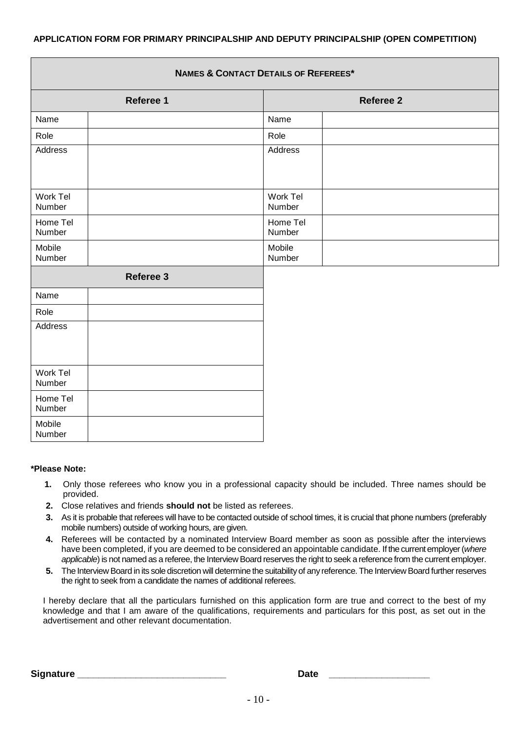**APPLICATION FORM FOR PRIMARY PRINCIPALSHIP AND DEPUTY PRINCIPALSHIP (OPEN COMPETITION)**

| NAMES & CONTACT DETAILS OF REFEREES* | | | |
|---|---|---|---|
| **Referee 1** | | **Referee 2** | |
| Name | | Name | |
| Role | | Role | |
| Address | | Address | |
| Work Tel Number | | Work Tel Number | |
| Home Tel Number | | Home Tel Number | |
| Mobile Number | | Mobile Number | |
| **Referee 3** | | | |
| Name | | | |
| Role | | | |
| Address | | | |
| Work Tel Number | | | |
| Home Tel Number | | | |
| Mobile Number | | | |

**\*Please Note:**

1. Only those referees who know you in a professional capacity should be included. Three names should be provided.
2. Close relatives and friends **should not** be listed as referees.
3. As it is probable that referees will have to be contacted outside of school times, it is crucial that phone numbers (preferably mobile numbers) outside of working hours, are given.
4. Referees will be contacted by a nominated Interview Board member as soon as possible after the interviews have been completed, if you are deemed to be considered an appointable candidate. If the current employer (*where applicable*) is not named as a referee, the Interview Board reserves the right to seek a reference from the current employer.
5. The Interview Board in its sole discretion will determine the suitability of any reference. The Interview Board further reserves the right to seek from a candidate the names of additional referees.

I hereby declare that all the particulars furnished on this application form are true and correct to the best of my knowledge and that I am aware of the qualifications, requirements and particulars for this post, as set out in the advertisement and other relevant documentation.

**Signature** ____________________________ **Date** __________________